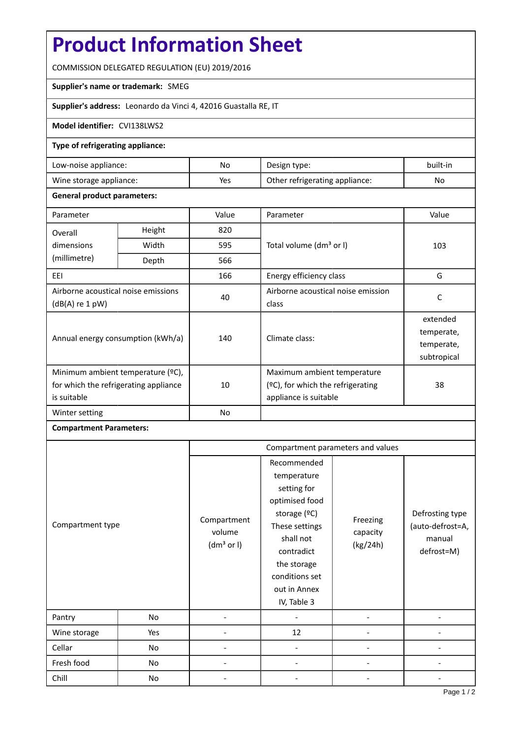# Product Information Sheet

COMMISSION DELEGATED REGULATION (EU) 2019/2016

**Supplier's name or trademark:** SMEG

**Supplier's address:** Leonardo da Vinci 4, 42016 Guastalla RE, IT

**Model identifier:** CVI138LWS2

**Type of refrigerating appliance:**

| | | | |
|---|---|---|---|
| Low-noise appliance: | No | Design type: | built-in |
| Wine storage appliance: | Yes | Other refrigerating appliance: | No |

**General product parameters:**

| Parameter | | Value | Parameter | Value |
|---|---|---|---|---|
| Overall dimensions (millimetre) | Height | 820 | Total volume (dm³ or l) | 103 |
| | Width | 595 | | |
| | Depth | 566 | | |
| EEI | | 166 | Energy efficiency class | G |
| Airborne acoustical noise emissions (dB(A) re 1 pW) | | 40 | Airborne acoustical noise emission class | C |
| Annual energy consumption (kWh/a) | | 140 | Climate class: | extended temperate, temperate, subtropical |
| Minimum ambient temperature (ºC), for which the refrigerating appliance is suitable | | 10 | Maximum ambient temperature (ºC), for which the refrigerating appliance is suitable | 38 |
| Winter setting | | No | | |

**Compartment Parameters:**

| Compartment type | | Compartment parameters and values | | | |
|---|---|---|---|---|---|
| | | Compartment volume (dm³ or l) | Recommended temperature setting for optimised food storage (ºC) These settings shall not contradict the storage conditions set out in Annex IV, Table 3 | Freezing capacity (kg/24h) | Defrosting type (auto-defrost=A, manual defrost=M) |
| Pantry | No | - | - | - | - |
| Wine storage | Yes | - | 12 | - | - |
| Cellar | No | - | - | - | - |
| Fresh food | No | - | - | - | - |
| Chill | No | - | - | - | - |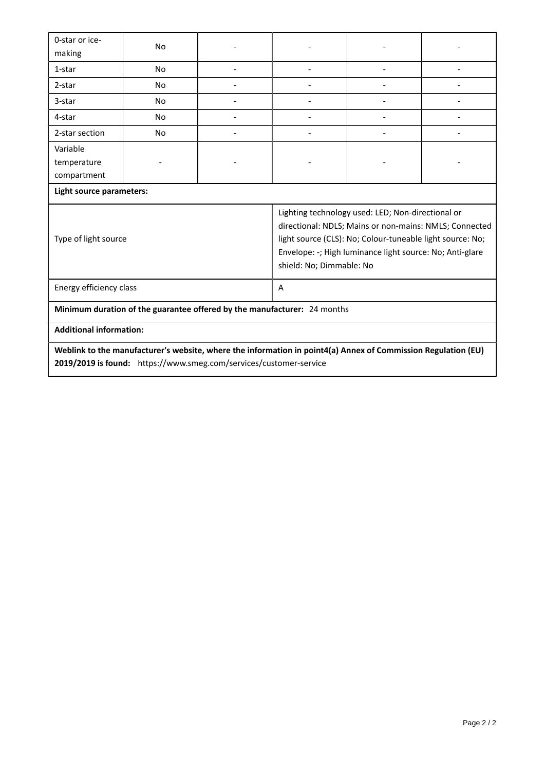| | | | | | |
|---|---|---|---|---|---|
| 0-star or ice-making | No | - | - | - | - |
| 1-star | No | - | - | - | - |
| 2-star | No | - | - | - | - |
| 3-star | No | - | - | - | - |
| 4-star | No | - | - | - | - |
| 2-star section | No | - | - | - | - |
| Variable temperature compartment | - | - | - | - | - |

**Light source parameters:**

| | |
|---|---|
| Type of light source | Lighting technology used: LED; Non-directional or directional: NDLS; Mains or non-mains: NMLS; Connected light source (CLS): No; Colour-tuneable light source: No; Envelope: -; High luminance light source: No; Anti-glare shield: No; Dimmable: No |
| Energy efficiency class | A |

**Minimum duration of the guarantee offered by the manufacturer:** 24 months

**Additional information:**

**Weblink to the manufacturer's website, where the information in point4(a) Annex of Commission Regulation (EU) 2019/2019 is found:** https://www.smeg.com/services/customer-service